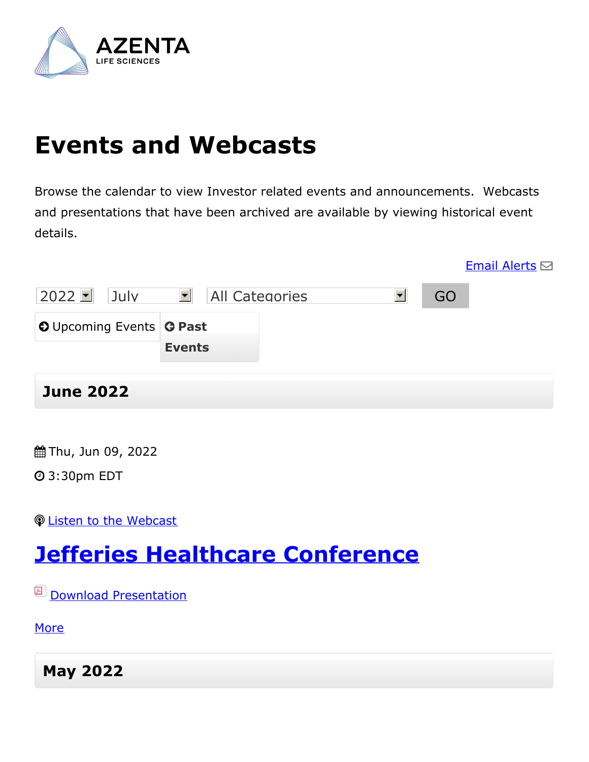AZENTA
LIFE SCIENCES

# Events and Webcasts

Browse the calendar to view Investor related events and announcements. Webcasts and presentations that have been archived are available by viewing historical event details.

Email Alerts

2022 July All Categories GO

Upcoming Events **Past Events**

## June 2022

Thu, Jun 09, 2022

3:30pm EDT

Listen to the Webcast

# Jefferies Healthcare Conference

Download Presentation

More

## May 2022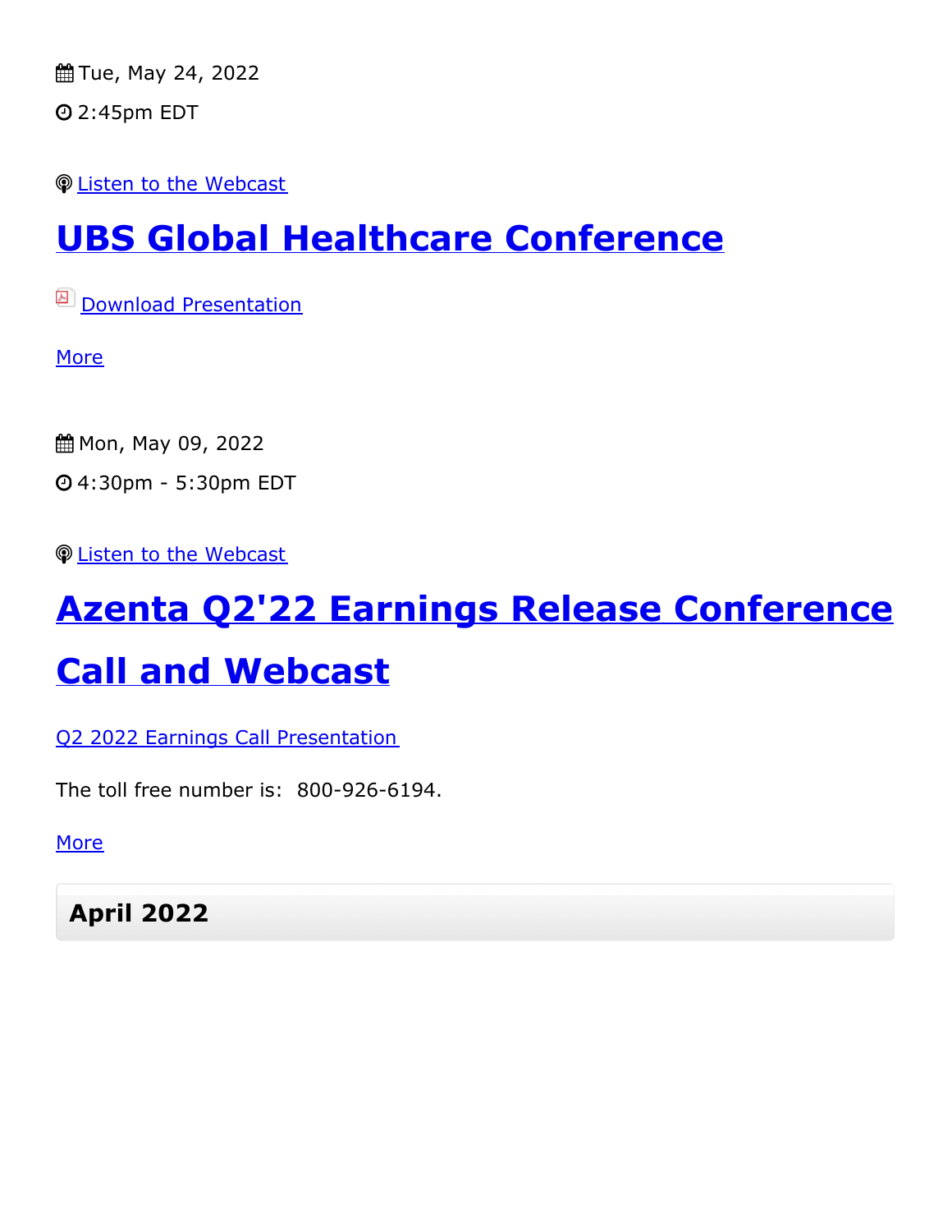Tue, May 24, 2022

2:45pm EDT

Listen to the Webcast

## UBS Global Healthcare Conference

Download Presentation

More

Mon, May 09, 2022

4:30pm - 5:30pm EDT

Listen to the Webcast

## Azenta Q2'22 Earnings Release Conference Call and Webcast

Q2 2022 Earnings Call Presentation

The toll free number is: 800-926-6194.

More

### April 2022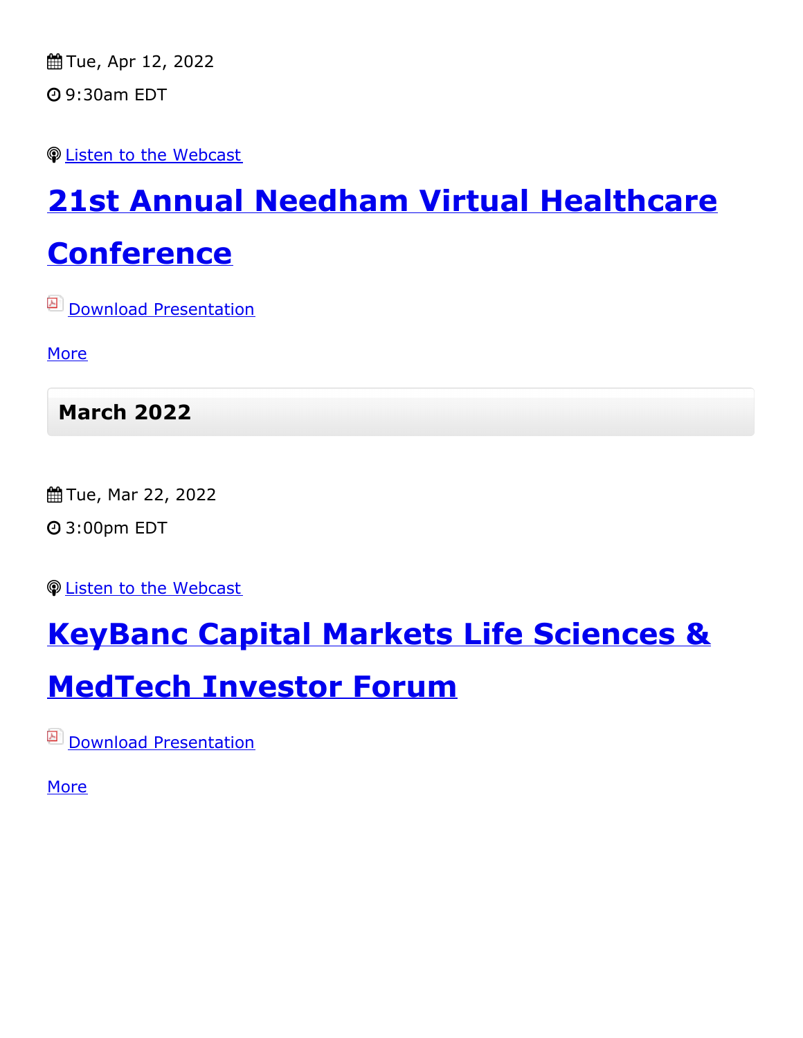Tue, Apr 12, 2022

9:30am EDT

Listen to the Webcast

## 21st Annual Needham Virtual Healthcare Conference

Download Presentation

More

### March 2022

Tue, Mar 22, 2022

3:00pm EDT

Listen to the Webcast

## KeyBanc Capital Markets Life Sciences & MedTech Investor Forum

Download Presentation

More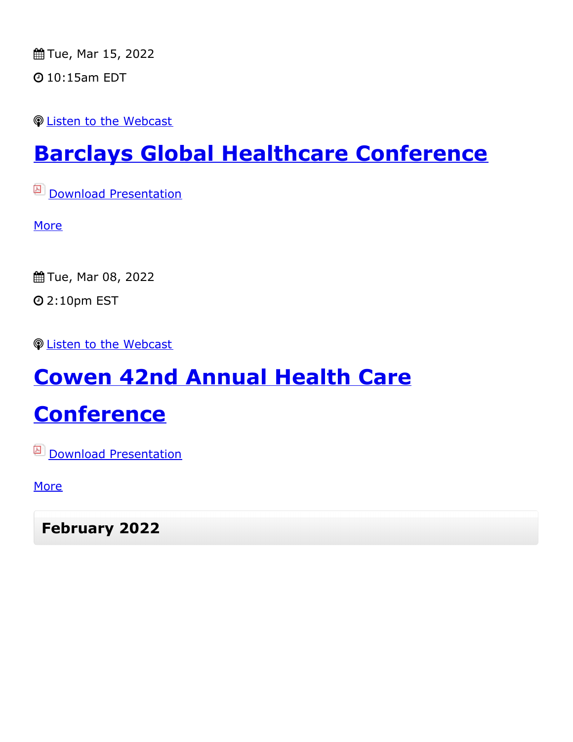Tue, Mar 15, 2022

10:15am EDT

Listen to the Webcast

## Barclays Global Healthcare Conference

Download Presentation

More

Tue, Mar 08, 2022

2:10pm EST

Listen to the Webcast

## Cowen 42nd Annual Health Care Conference

Download Presentation

More

### February 2022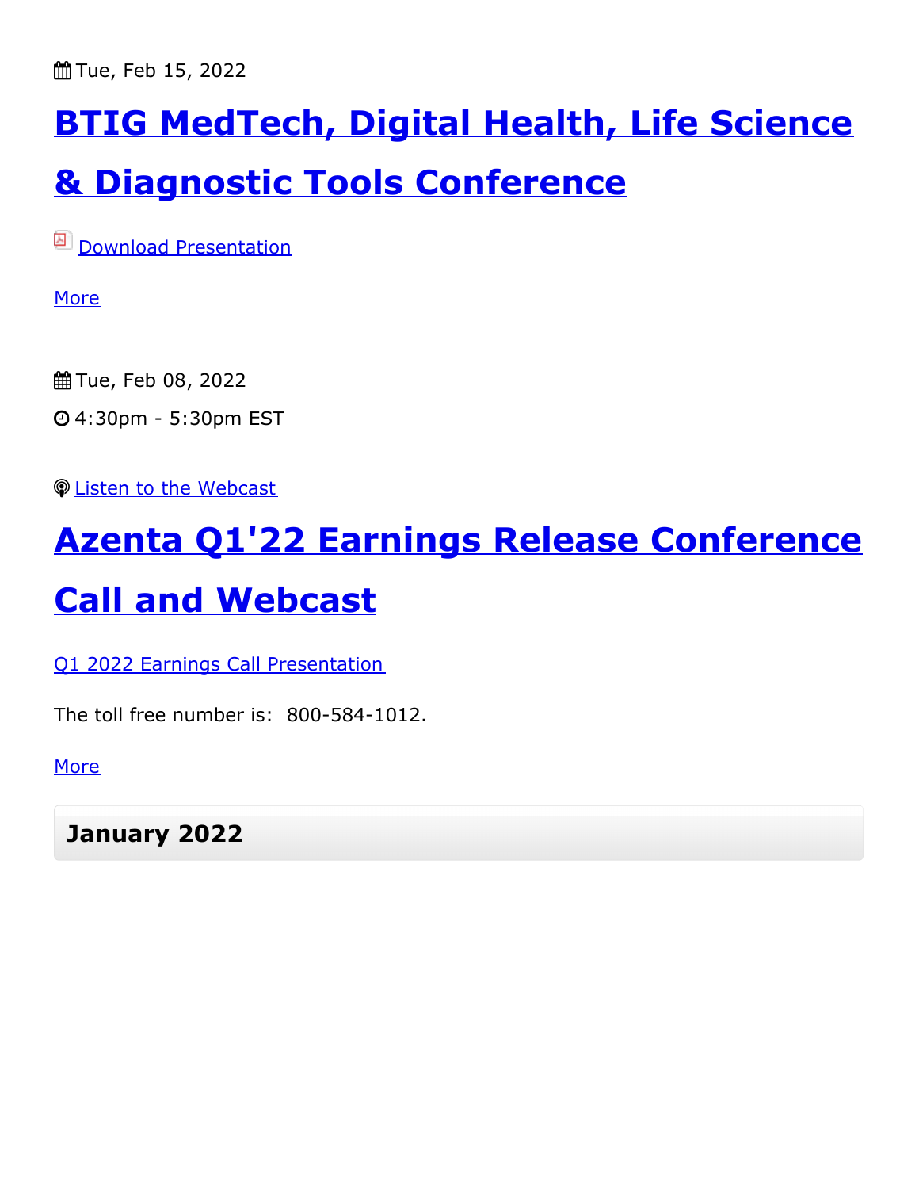Tue, Feb 15, 2022

## BTIG MedTech, Digital Health, Life Science & Diagnostic Tools Conference

Download Presentation

More

Tue, Feb 08, 2022

4:30pm - 5:30pm EST

Listen to the Webcast

## Azenta Q1'22 Earnings Release Conference Call and Webcast

Q1 2022 Earnings Call Presentation

The toll free number is: 800-584-1012.

More

### January 2022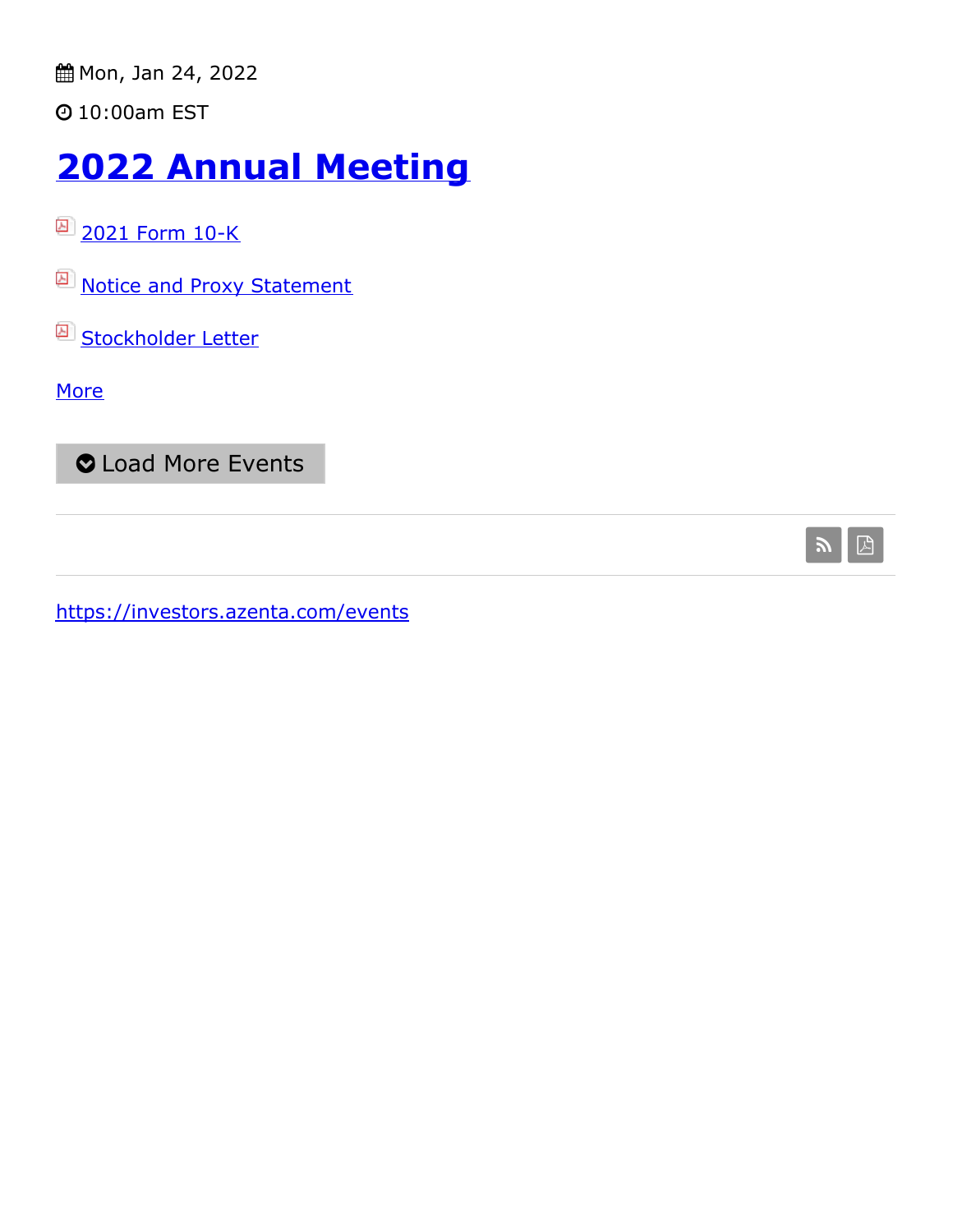Mon, Jan 24, 2022

10:00am EST

## 2022 Annual Meeting

2021 Form 10-K

Notice and Proxy Statement

Stockholder Letter

More

Load More Events

https://investors.azenta.com/events